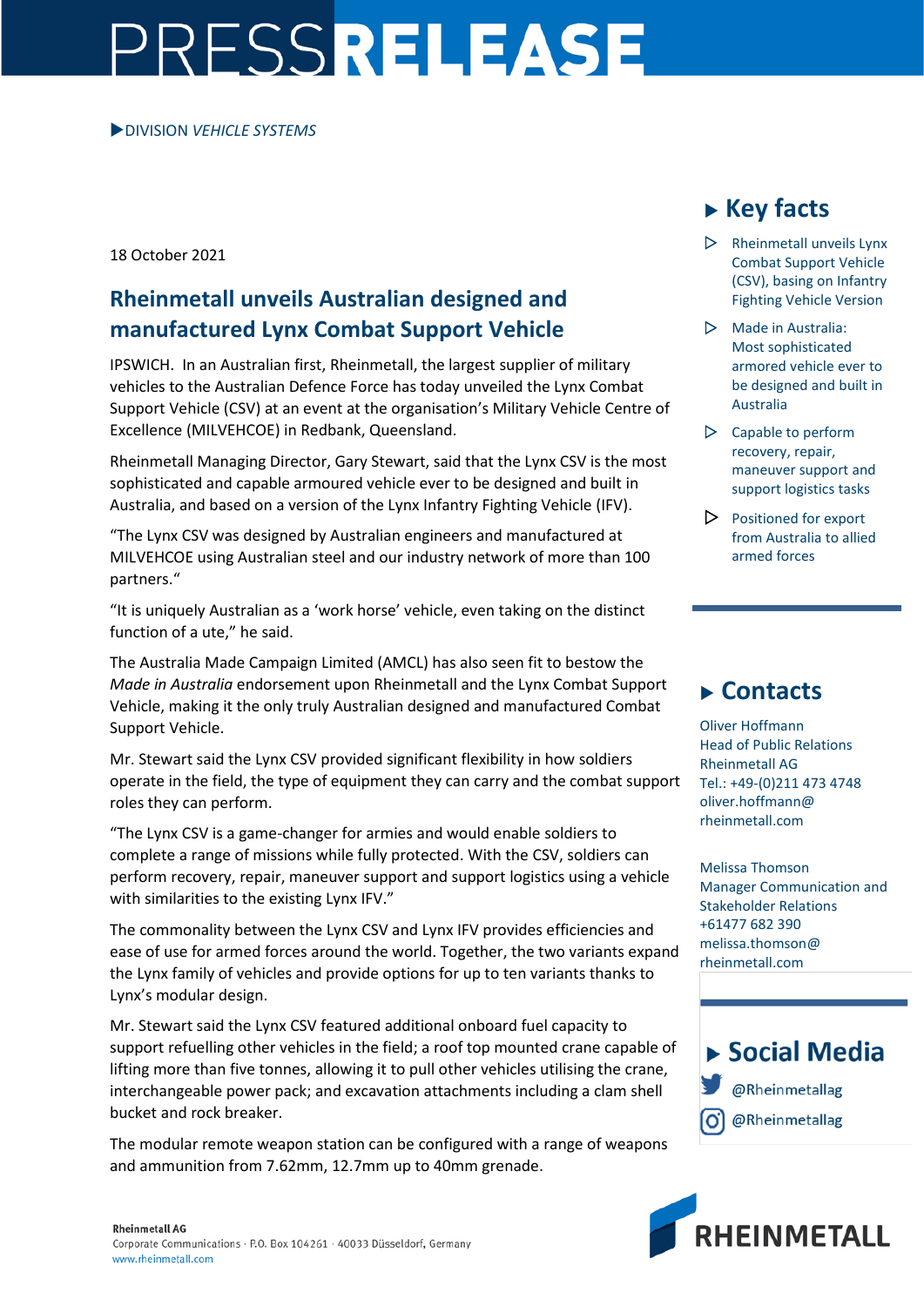# PRESSRELEASE

▶DIVISION *VEHICLE SYSTEMS*

18 October 2021

## Rheinmetall unveils Australian designed and manufactured Lynx Combat Support Vehicle

IPSWICH. In an Australian first, Rheinmetall, the largest supplier of military vehicles to the Australian Defence Force has today unveiled the Lynx Combat Support Vehicle (CSV) at an event at the organisation's Military Vehicle Centre of Excellence (MILVEHCOE) in Redbank, Queensland.

Rheinmetall Managing Director, Gary Stewart, said that the Lynx CSV is the most sophisticated and capable armoured vehicle ever to be designed and built in Australia, and based on a version of the Lynx Infantry Fighting Vehicle (IFV).

"The Lynx CSV was designed by Australian engineers and manufactured at MILVEHCOE using Australian steel and our industry network of more than 100 partners."

"It is uniquely Australian as a 'work horse' vehicle, even taking on the distinct function of a ute," he said.

The Australia Made Campaign Limited (AMCL) has also seen fit to bestow the *Made in Australia* endorsement upon Rheinmetall and the Lynx Combat Support Vehicle, making it the only truly Australian designed and manufactured Combat Support Vehicle.

Mr. Stewart said the Lynx CSV provided significant flexibility in how soldiers operate in the field, the type of equipment they can carry and the combat support roles they can perform.

"The Lynx CSV is a game-changer for armies and would enable soldiers to complete a range of missions while fully protected. With the CSV, soldiers can perform recovery, repair, maneuver support and support logistics using a vehicle with similarities to the existing Lynx IFV."

The commonality between the Lynx CSV and Lynx IFV provides efficiencies and ease of use for armed forces around the world. Together, the two variants expand the Lynx family of vehicles and provide options for up to ten variants thanks to Lynx's modular design.

Mr. Stewart said the Lynx CSV featured additional onboard fuel capacity to support refuelling other vehicles in the field; a roof top mounted crane capable of lifting more than five tonnes, allowing it to pull other vehicles utilising the crane, interchangeable power pack; and excavation attachments including a clam shell bucket and rock breaker.

The modular remote weapon station can be configured with a range of weapons and ammunition from 7.62mm, 12.7mm up to 40mm grenade.

## ▶ Key facts

- Rheinmetall unveils Lynx Combat Support Vehicle (CSV), basing on Infantry Fighting Vehicle Version
- Made in Australia: Most sophisticated armored vehicle ever to be designed and built in Australia
- Capable to perform recovery, repair, maneuver support and support logistics tasks
- Positioned for export from Australia to allied armed forces

## ▶ Contacts

Oliver Hoffmann
Head of Public Relations
Rheinmetall AG
Tel.: +49-(0)211 473 4748
oliver.hoffmann@rheinmetall.com

Melissa Thomson
Manager Communication and Stakeholder Relations
+61477 682 390
melissa.thomson@rheinmetall.com

## ▶ Social Media

@Rheinmetallag
@Rheinmetallag

**Rheinmetall AG**
Corporate Communications · P.O. Box 104261 · 40033 Düsseldorf, Germany
www.rheinmetall.com

RHEINMETALL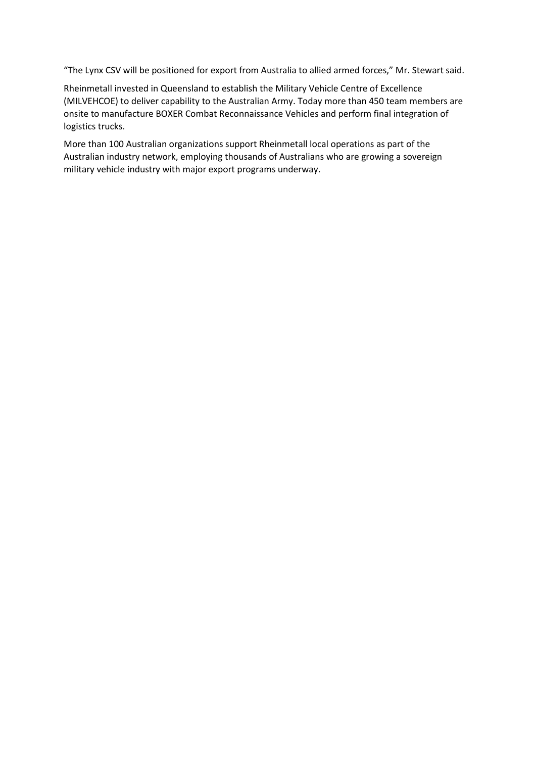"The Lynx CSV will be positioned for export from Australia to allied armed forces," Mr. Stewart said.

Rheinmetall invested in Queensland to establish the Military Vehicle Centre of Excellence (MILVEHCOE) to deliver capability to the Australian Army. Today more than 450 team members are onsite to manufacture BOXER Combat Reconnaissance Vehicles and perform final integration of logistics trucks.

More than 100 Australian organizations support Rheinmetall local operations as part of the Australian industry network, employing thousands of Australians who are growing a sovereign military vehicle industry with major export programs underway.